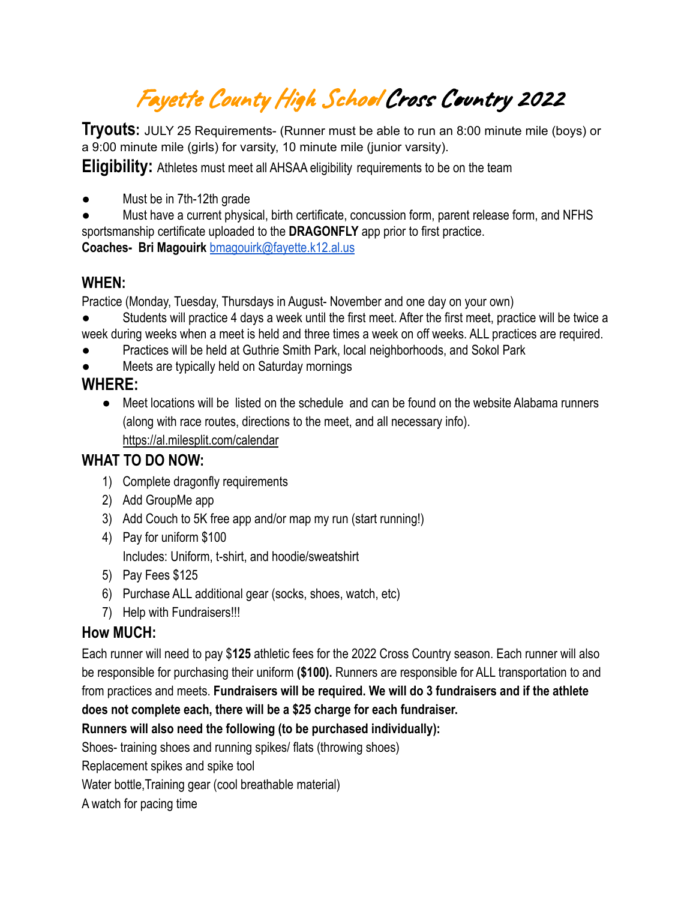# Fayette County High School Cross Country 2022

**Tryouts:** JULY 25 Requirements- (Runner must be able to run an 8:00 minute mile (boys) or a 9:00 minute mile (girls) for varsity, 10 minute mile (junior varsity).

**Eligibility:** Athletes must meet all AHSAA eligibility requirements to be on the team

- Must be in 7th-12th grade
- Must have a current physical, birth certificate, concussion form, parent release form, and NFHS sportsmanship certificate uploaded to the **DRAGONFLY** app prior to first practice.

**Coaches- Bri Magouirk** bmagouirk@fayette.k12.al.us

## WHEN:

Practice (Monday, Tuesday, Thursdays in August- November and one day on your own)

- Students will practice 4 days a week until the first meet. After the first meet, practice will be twice a week during weeks when a meet is held and three times a week on off weeks. ALL practices are required.
- Practices will be held at Guthrie Smith Park, local neighborhoods, and Sokol Park
- Meets are typically held on Saturday mornings

## WHERE:

- Meet locations will be listed on the schedule and can be found on the website Alabama runners (along with race routes, directions to the meet, and all necessary info). https://al.milesplit.com/calendar

## WHAT TO DO NOW:

1) Complete dragonfly requirements
2) Add GroupMe app
3) Add Couch to 5K free app and/or map my run (start running!)
4) Pay for uniform $100
   Includes: Uniform, t-shirt, and hoodie/sweatshirt
5) Pay Fees $125
6) Purchase ALL additional gear (socks, shoes, watch, etc)
7) Help with Fundraisers!!!

## How MUCH:

Each runner will need to pay $**125** athletic fees for the 2022 Cross Country season. Each runner will also be responsible for purchasing their uniform **($100).** Runners are responsible for ALL transportation to and from practices and meets. **Fundraisers will be required. We will do 3 fundraisers and if the athlete does not complete each, there will be a $25 charge for each fundraiser.**

**Runners will also need the following (to be purchased individually):**

Shoes- training shoes and running spikes/ flats (throwing shoes)

Replacement spikes and spike tool

Water bottle,Training gear (cool breathable material)

A watch for pacing time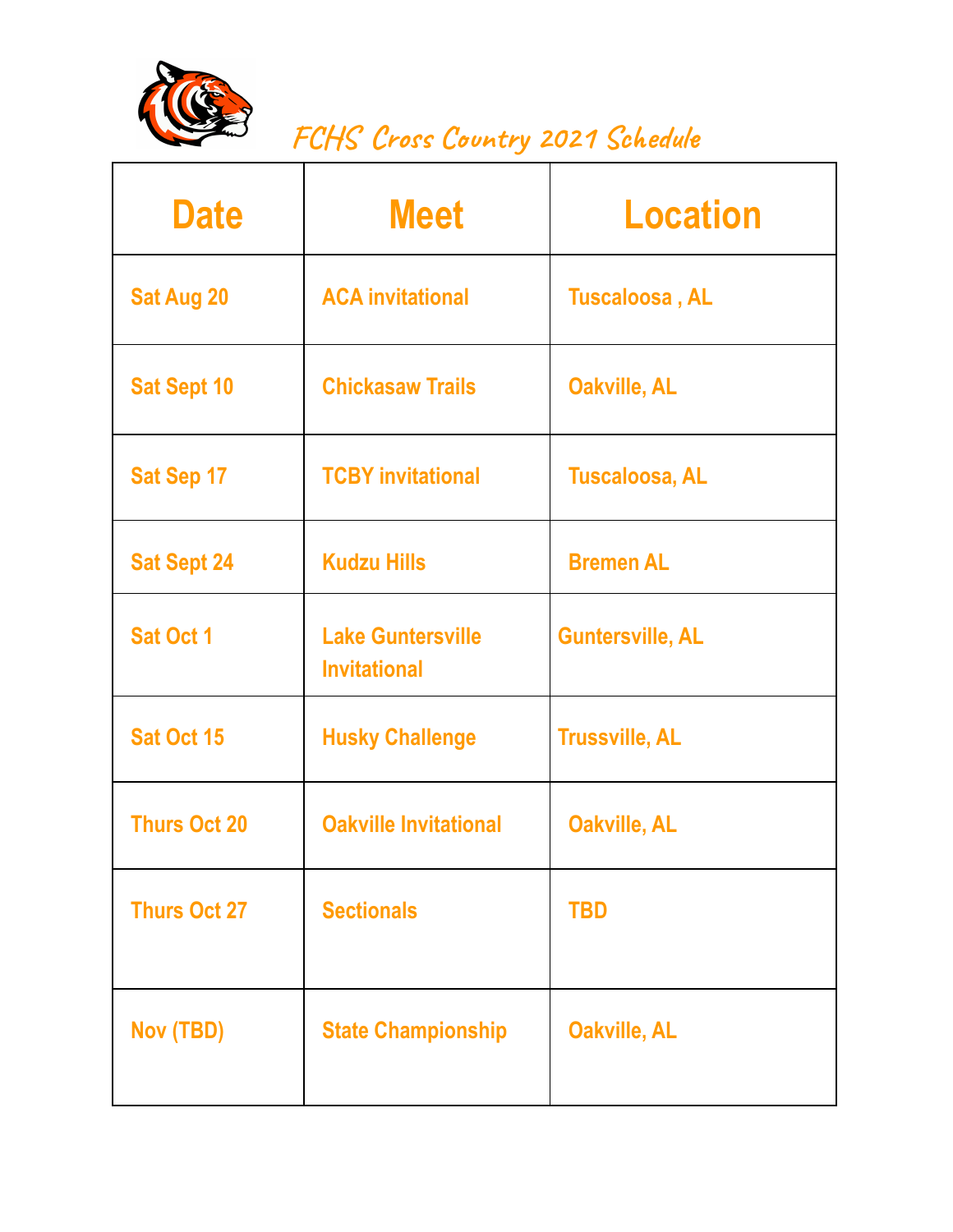# FCHS Cross Country 2021 Schedule

| Date | Meet | Location |
|---|---|---|
| Sat Aug 20 | ACA invitational | Tuscaloosa , AL |
| Sat Sept 10 | Chickasaw Trails | Oakville, AL |
| Sat Sep 17 | TCBY invitational | Tuscaloosa, AL |
| Sat Sept 24 | Kudzu Hills | Bremen AL |
| Sat Oct 1 | Lake Guntersville Invitational | Guntersville, AL |
| Sat Oct 15 | Husky Challenge | Trussville, AL |
| Thurs Oct 20 | Oakville Invitational | Oakville, AL |
| Thurs Oct 27 | Sectionals | TBD |
| Nov (TBD) | State Championship | Oakville, AL |